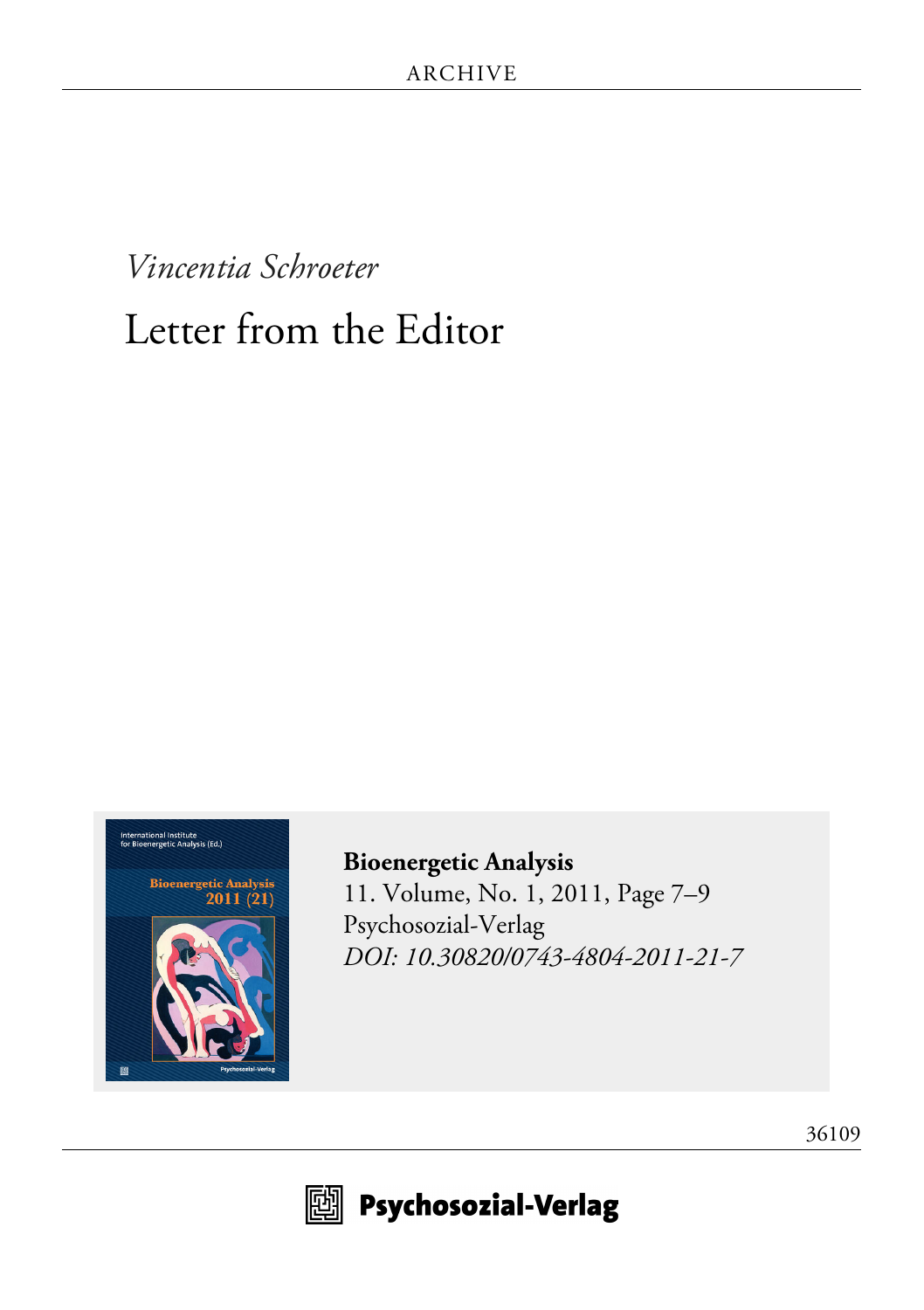ARCHIVE

*Vincentia Schroeter*

# Letter from the Editor

**Bioenergetic Analysis**
11. Volume, No. 1, 2011, Page 7–9
Psychosozial-Verlag
*DOI: 10.30820/0743-4804-2011-21-7*

36109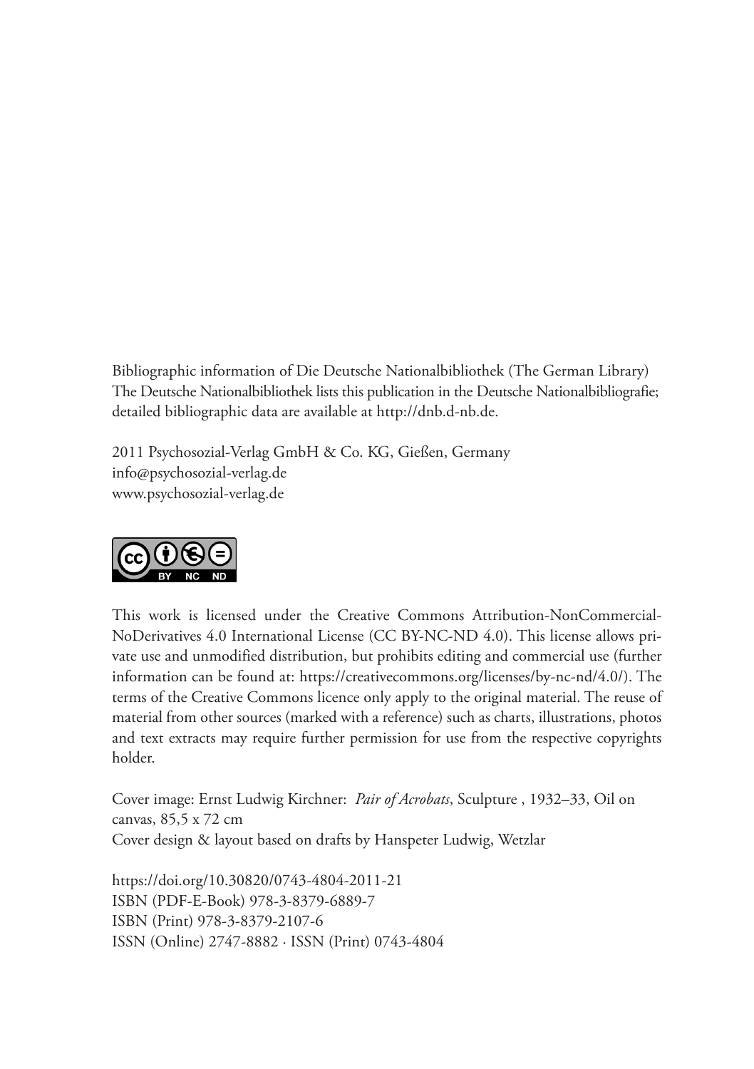Bibliographic information of Die Deutsche Nationalbibliothek (The German Library)
The Deutsche Nationalbibliothek lists this publication in the Deutsche Nationalbibliografie; detailed bibliographic data are available at http://dnb.d-nb.de.

2011 Psychosozial-Verlag GmbH & Co. KG, Gießen, Germany
info@psychosozial-verlag.de
www.psychosozial-verlag.de

This work is licensed under the Creative Commons Attribution-NonCommercial-NoDerivatives 4.0 International License (CC BY-NC-ND 4.0). This license allows private use and unmodified distribution, but prohibits editing and commercial use (further information can be found at: https://creativecommons.org/licenses/by-nc-nd/4.0/). The terms of the Creative Commons licence only apply to the original material. The reuse of material from other sources (marked with a reference) such as charts, illustrations, photos and text extracts may require further permission for use from the respective copyrights holder.

Cover image: Ernst Ludwig Kirchner: *Pair of Acrobats*, Sculpture , 1932–33, Oil on canvas, 85,5 x 72 cm
Cover design & layout based on drafts by Hanspeter Ludwig, Wetzlar

https://doi.org/10.30820/0743-4804-2011-21
ISBN (PDF-E-Book) 978-3-8379-6889-7
ISBN (Print) 978-3-8379-2107-6
ISSN (Online) 2747-8882 · ISSN (Print) 0743-4804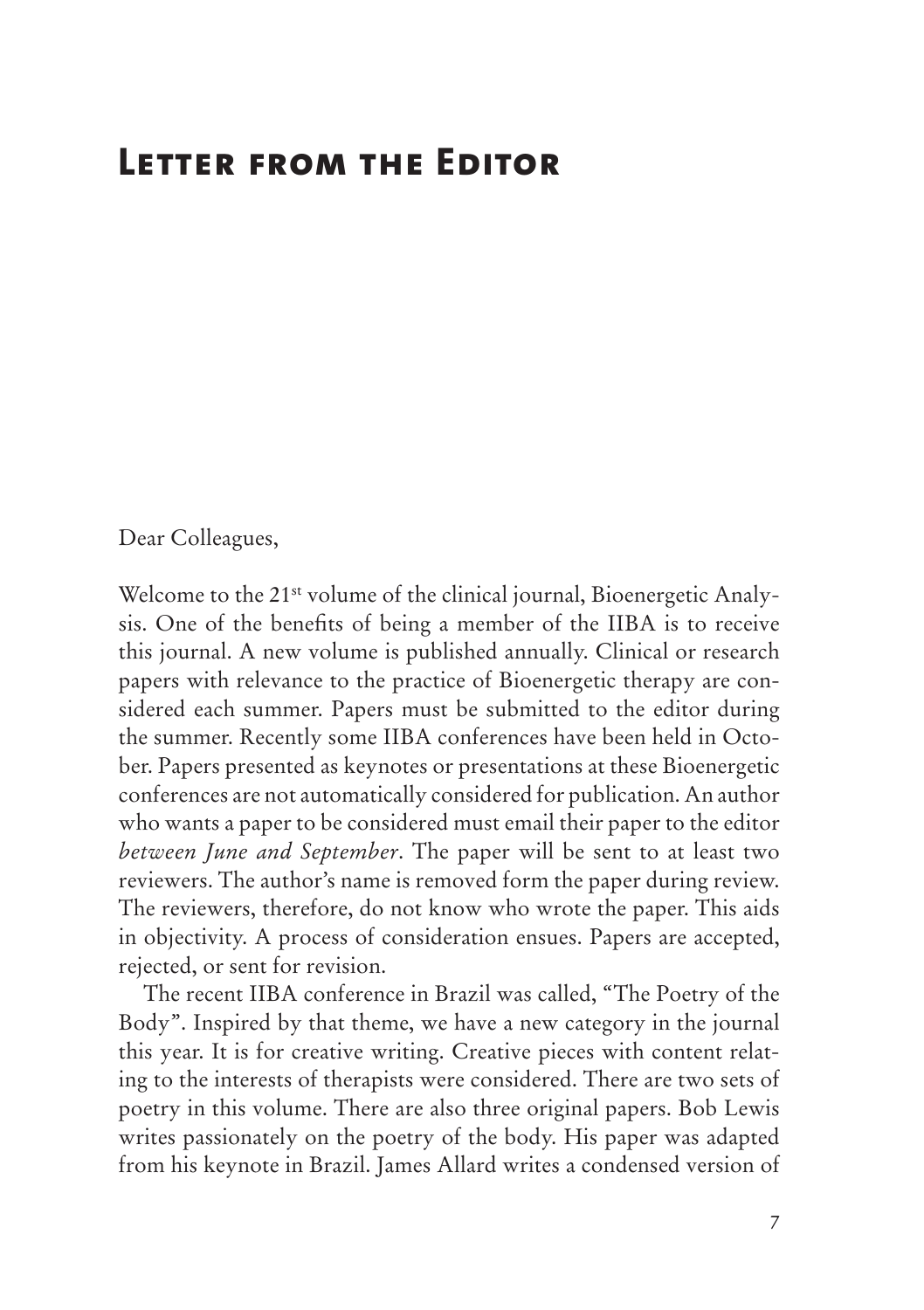# Letter from the Editor

Dear Colleagues,

Welcome to the 21st volume of the clinical journal, Bioenergetic Analysis. One of the benefits of being a member of the IIBA is to receive this journal. A new volume is published annually. Clinical or research papers with relevance to the practice of Bioenergetic therapy are considered each summer. Papers must be submitted to the editor during the summer. Recently some IIBA conferences have been held in October. Papers presented as keynotes or presentations at these Bioenergetic conferences are not automatically considered for publication. An author who wants a paper to be considered must email their paper to the editor *between June and September*. The paper will be sent to at least two reviewers. The author's name is removed form the paper during review. The reviewers, therefore, do not know who wrote the paper. This aids in objectivity. A process of consideration ensues. Papers are accepted, rejected, or sent for revision.

The recent IIBA conference in Brazil was called, "The Poetry of the Body". Inspired by that theme, we have a new category in the journal this year. It is for creative writing. Creative pieces with content relating to the interests of therapists were considered. There are two sets of poetry in this volume. There are also three original papers. Bob Lewis writes passionately on the poetry of the body. His paper was adapted from his keynote in Brazil. James Allard writes a condensed version of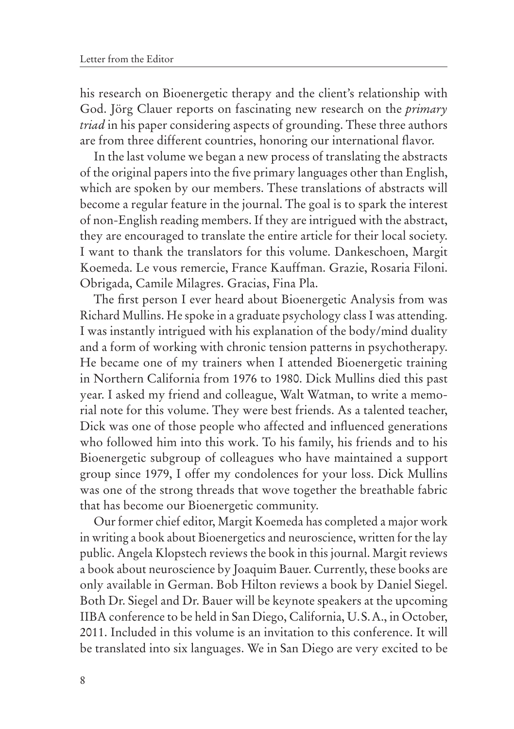his research on Bioenergetic therapy and the client's relationship with God. Jörg Clauer reports on fascinating new research on the *primary triad* in his paper considering aspects of grounding. These three authors are from three different countries, honoring our international flavor.

In the last volume we began a new process of translating the abstracts of the original papers into the five primary languages other than English, which are spoken by our members. These translations of abstracts will become a regular feature in the journal. The goal is to spark the interest of non-English reading members. If they are intrigued with the abstract, they are encouraged to translate the entire article for their local society. I want to thank the translators for this volume. Dankeschoen, Margit Koemeda. Le vous remercie, France Kauffman. Grazie, Rosaria Filoni. Obrigada, Camile Milagres. Gracias, Fina Pla.

The first person I ever heard about Bioenergetic Analysis from was Richard Mullins. He spoke in a graduate psychology class I was attending. I was instantly intrigued with his explanation of the body/mind duality and a form of working with chronic tension patterns in psychotherapy. He became one of my trainers when I attended Bioenergetic training in Northern California from 1976 to 1980. Dick Mullins died this past year. I asked my friend and colleague, Walt Watman, to write a memorial note for this volume. They were best friends. As a talented teacher, Dick was one of those people who affected and influenced generations who followed him into this work. To his family, his friends and to his Bioenergetic subgroup of colleagues who have maintained a support group since 1979, I offer my condolences for your loss. Dick Mullins was one of the strong threads that wove together the breathable fabric that has become our Bioenergetic community.

Our former chief editor, Margit Koemeda has completed a major work in writing a book about Bioenergetics and neuroscience, written for the lay public. Angela Klopstech reviews the book in this journal. Margit reviews a book about neuroscience by Joaquim Bauer. Currently, these books are only available in German. Bob Hilton reviews a book by Daniel Siegel. Both Dr. Siegel and Dr. Bauer will be keynote speakers at the upcoming IIBA conference to be held in San Diego, California, U.S.A., in October, 2011. Included in this volume is an invitation to this conference. It will be translated into six languages. We in San Diego are very excited to be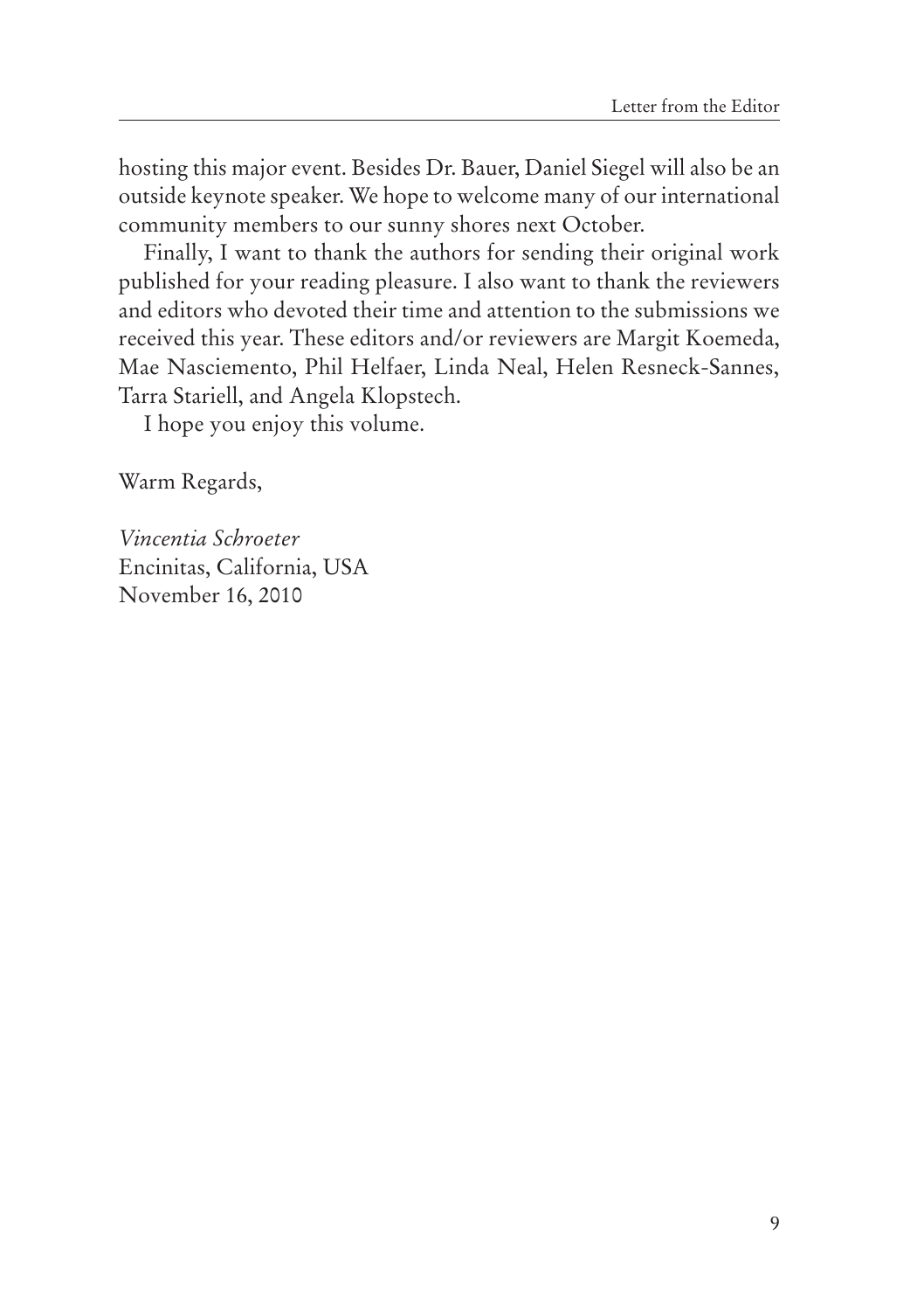hosting this major event. Besides Dr. Bauer, Daniel Siegel will also be an outside keynote speaker. We hope to welcome many of our international community members to our sunny shores next October.

Finally, I want to thank the authors for sending their original work published for your reading pleasure. I also want to thank the reviewers and editors who devoted their time and attention to the submissions we received this year. These editors and/or reviewers are Margit Koemeda, Mae Nasciemento, Phil Helfaer, Linda Neal, Helen Resneck-Sannes, Tarra Stariell, and Angela Klopstech.

I hope you enjoy this volume.

Warm Regards,

*Vincentia Schroeter*
Encinitas, California, USA
November 16, 2010